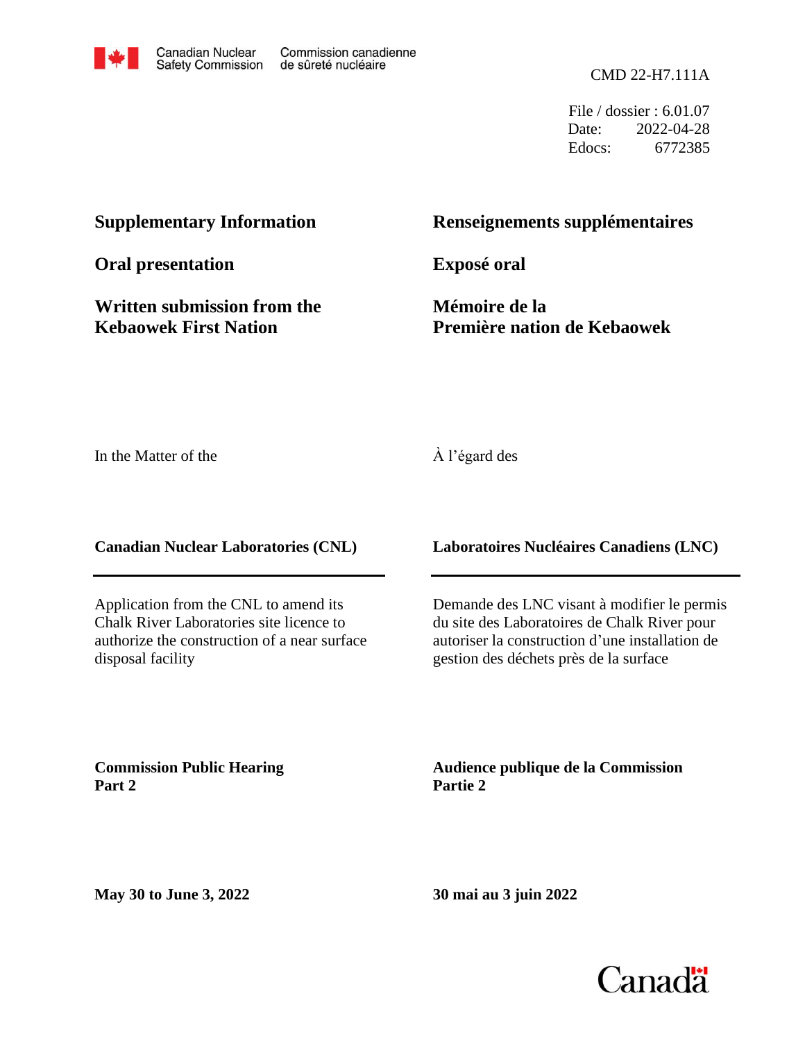Canadian Nuclear Safety Commission | Commission canadienne de sûreté nucléaire

CMD 22-H7.111A

File / dossier : 6.01.07
Date: 2022-04-28
Edocs: 6772385

**Supplementary Information**

**Renseignements supplémentaires**

**Oral presentation**

**Exposé oral**

**Written submission from the Kebaowek First Nation**

**Mémoire de la Première nation de Kebaowek**

In the Matter of the

À l'égard des

**Canadian Nuclear Laboratories (CNL)**

**Laboratoires Nucléaires Canadiens (LNC)**

Application from the CNL to amend its Chalk River Laboratories site licence to authorize the construction of a near surface disposal facility

Demande des LNC visant à modifier le permis du site des Laboratoires de Chalk River pour autoriser la construction d'une installation de gestion des déchets près de la surface

**Commission Public Hearing**
**Part 2**

**Audience publique de la Commission**
**Partie 2**

**May 30 to June 3, 2022**

**30 mai au 3 juin 2022**

Canada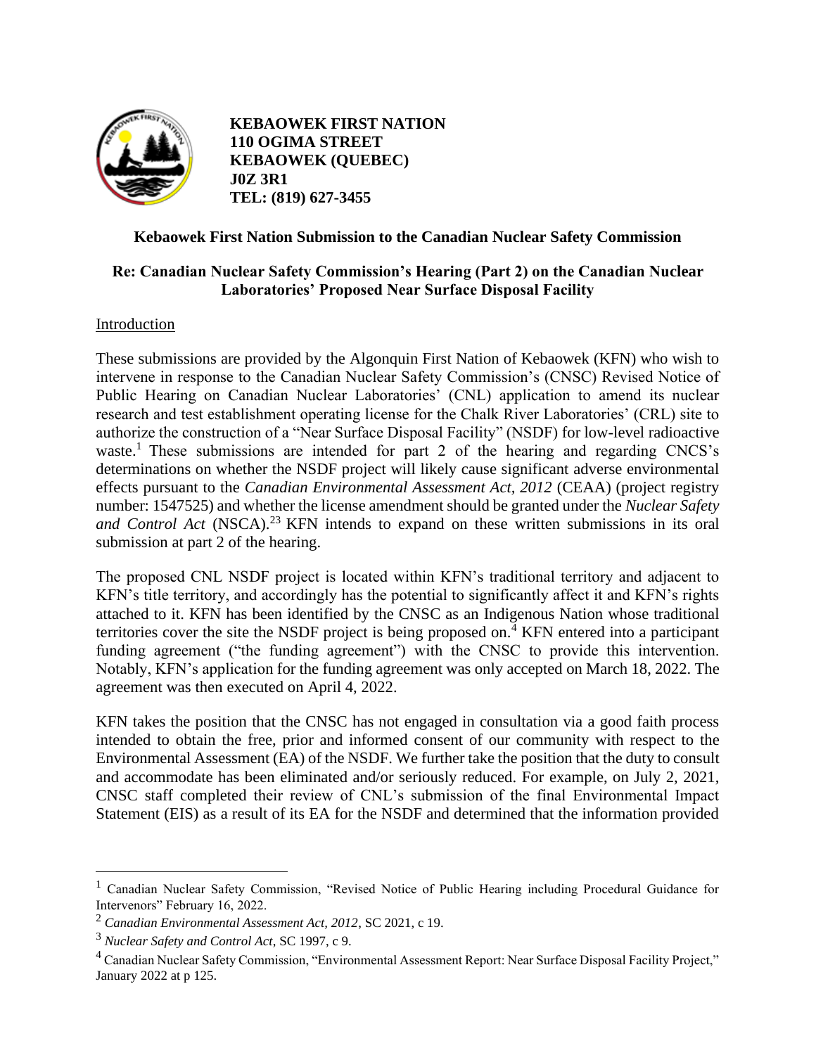**KEBAOWEK FIRST NATION**
**110 OGIMA STREET**
**KEBAOWEK (QUEBEC)**
**J0Z 3R1**
**TEL: (819) 627-3455**

## Kebaowek First Nation Submission to the Canadian Nuclear Safety Commission

### Re: Canadian Nuclear Safety Commission's Hearing (Part 2) on the Canadian Nuclear Laboratories' Proposed Near Surface Disposal Facility

<u>Introduction</u>

These submissions are provided by the Algonquin First Nation of Kebaowek (KFN) who wish to intervene in response to the Canadian Nuclear Safety Commission's (CNSC) Revised Notice of Public Hearing on Canadian Nuclear Laboratories' (CNL) application to amend its nuclear research and test establishment operating license for the Chalk River Laboratories' (CRL) site to authorize the construction of a "Near Surface Disposal Facility" (NSDF) for low-level radioactive waste.[1] These submissions are intended for part 2 of the hearing and regarding CNCS's determinations on whether the NSDF project will likely cause significant adverse environmental effects pursuant to the *Canadian Environmental Assessment Act, 2012* (CEAA) (project registry number: 1547525) and whether the license amendment should be granted under the *Nuclear Safety and Control Act* (NSCA).[2][3] KFN intends to expand on these written submissions in its oral submission at part 2 of the hearing.

The proposed CNL NSDF project is located within KFN's traditional territory and adjacent to KFN's title territory, and accordingly has the potential to significantly affect it and KFN's rights attached to it. KFN has been identified by the CNSC as an Indigenous Nation whose traditional territories cover the site the NSDF project is being proposed on.[4] KFN entered into a participant funding agreement ("the funding agreement") with the CNSC to provide this intervention. Notably, KFN's application for the funding agreement was only accepted on March 18, 2022. The agreement was then executed on April 4, 2022.

KFN takes the position that the CNSC has not engaged in consultation via a good faith process intended to obtain the free, prior and informed consent of our community with respect to the Environmental Assessment (EA) of the NSDF. We further take the position that the duty to consult and accommodate has been eliminated and/or seriously reduced. For example, on July 2, 2021, CNSC staff completed their review of CNL's submission of the final Environmental Impact Statement (EIS) as a result of its EA for the NSDF and determined that the information provided

---

[1] Canadian Nuclear Safety Commission, "Revised Notice of Public Hearing including Procedural Guidance for Intervenors" February 16, 2022.

[2] *Canadian Environmental Assessment Act, 2012*, SC 2021, c 19.

[3] *Nuclear Safety and Control Act*, SC 1997, c 9.

[4] Canadian Nuclear Safety Commission, "Environmental Assessment Report: Near Surface Disposal Facility Project," January 2022 at p 125.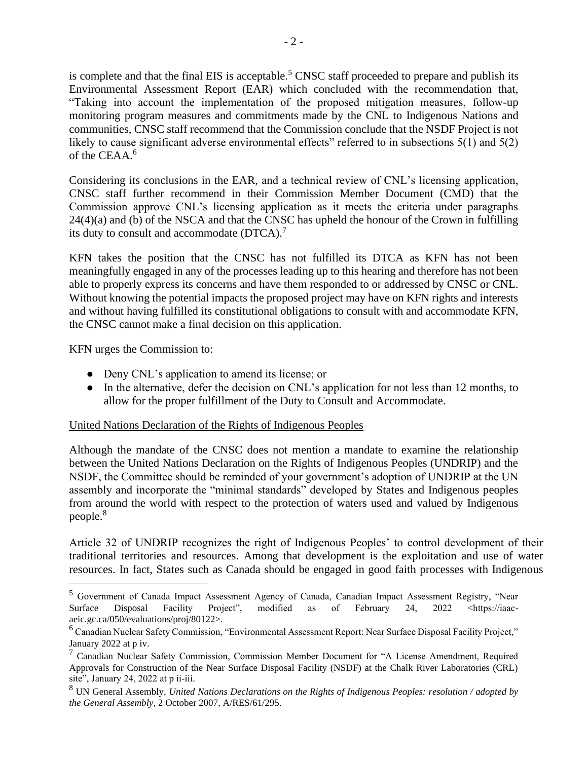is complete and that the final EIS is acceptable.[5] CNSC staff proceeded to prepare and publish its Environmental Assessment Report (EAR) which concluded with the recommendation that, "Taking into account the implementation of the proposed mitigation measures, follow-up monitoring program measures and commitments made by the CNL to Indigenous Nations and communities, CNSC staff recommend that the Commission conclude that the NSDF Project is not likely to cause significant adverse environmental effects" referred to in subsections 5(1) and 5(2) of the CEAA.[6]

Considering its conclusions in the EAR, and a technical review of CNL's licensing application, CNSC staff further recommend in their Commission Member Document (CMD) that the Commission approve CNL's licensing application as it meets the criteria under paragraphs 24(4)(a) and (b) of the NSCA and that the CNSC has upheld the honour of the Crown in fulfilling its duty to consult and accommodate (DTCA).[7]

KFN takes the position that the CNSC has not fulfilled its DTCA as KFN has not been meaningfully engaged in any of the processes leading up to this hearing and therefore has not been able to properly express its concerns and have them responded to or addressed by CNSC or CNL. Without knowing the potential impacts the proposed project may have on KFN rights and interests and without having fulfilled its constitutional obligations to consult with and accommodate KFN, the CNSC cannot make a final decision on this application.

KFN urges the Commission to:

- Deny CNL's application to amend its license; or
- In the alternative, defer the decision on CNL's application for not less than 12 months, to allow for the proper fulfillment of the Duty to Consult and Accommodate.

United Nations Declaration of the Rights of Indigenous Peoples

Although the mandate of the CNSC does not mention a mandate to examine the relationship between the United Nations Declaration on the Rights of Indigenous Peoples (UNDRIP) and the NSDF, the Committee should be reminded of your government's adoption of UNDRIP at the UN assembly and incorporate the "minimal standards" developed by States and Indigenous peoples from around the world with respect to the protection of waters used and valued by Indigenous people.[8]

Article 32 of UNDRIP recognizes the right of Indigenous Peoples' to control development of their traditional territories and resources. Among that development is the exploitation and use of water resources. In fact, States such as Canada should be engaged in good faith processes with Indigenous

---

[5] Government of Canada Impact Assessment Agency of Canada, Canadian Impact Assessment Registry, "Near Surface Disposal Facility Project", modified as of February 24, 2022 <https://iaac-aeic.gc.ca/050/evaluations/proj/80122>.

[6] Canadian Nuclear Safety Commission, "Environmental Assessment Report: Near Surface Disposal Facility Project," January 2022 at p iv.

[7] Canadian Nuclear Safety Commission, Commission Member Document for "A License Amendment, Required Approvals for Construction of the Near Surface Disposal Facility (NSDF) at the Chalk River Laboratories (CRL) site", January 24, 2022 at p ii-iii.

[8] UN General Assembly, *United Nations Declarations on the Rights of Indigenous Peoples: resolution / adopted by the General Assembly*, 2 October 2007, A/RES/61/295.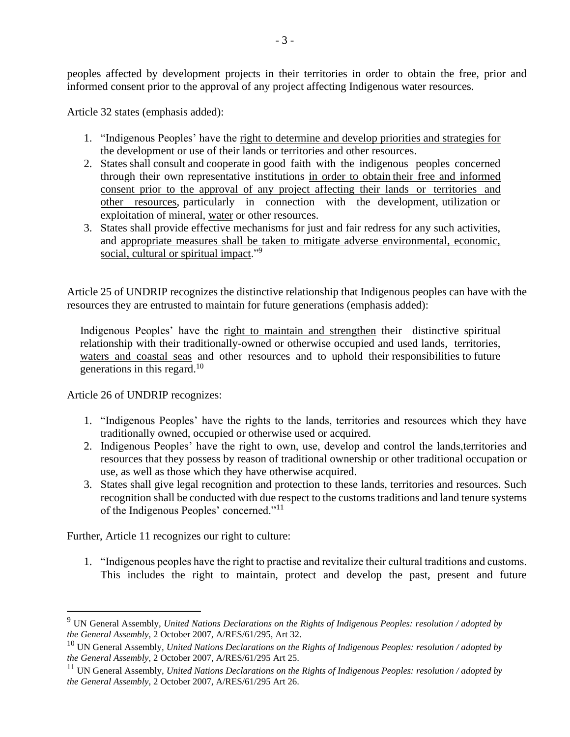peoples affected by development projects in their territories in order to obtain the free, prior and informed consent prior to the approval of any project affecting Indigenous water resources.

Article 32 states (emphasis added):

1. "Indigenous Peoples' have the <u>right to determine and develop priorities and strategies for the development or use of their lands or territories and other resources</u>.
2. States shall consult and cooperate in good faith with the indigenous peoples concerned through their own representative institutions <u>in order to obtain their free and informed consent prior to the approval of any project affecting their lands or territories and other resources</u>, particularly in connection with the development, utilization or exploitation of mineral, <u>water</u> or other resources.
3. States shall provide effective mechanisms for just and fair redress for any such activities, and <u>appropriate measures shall be taken to mitigate adverse environmental, economic, social, cultural or spiritual impact</u>."[9]

Article 25 of UNDRIP recognizes the distinctive relationship that Indigenous peoples can have with the resources they are entrusted to maintain for future generations (emphasis added):

> Indigenous Peoples' have the <u>right to maintain and strengthen</u> their distinctive spiritual relationship with their traditionally-owned or otherwise occupied and used lands, territories, <u>waters and coastal seas</u> and other resources and to uphold their responsibilities to future generations in this regard.[10]

Article 26 of UNDRIP recognizes:

1. "Indigenous Peoples' have the rights to the lands, territories and resources which they have traditionally owned, occupied or otherwise used or acquired.
2. Indigenous Peoples' have the right to own, use, develop and control the lands,territories and resources that they possess by reason of traditional ownership or other traditional occupation or use, as well as those which they have otherwise acquired.
3. States shall give legal recognition and protection to these lands, territories and resources. Such recognition shall be conducted with due respect to the customs traditions and land tenure systems of the Indigenous Peoples' concerned."[11]

Further, Article 11 recognizes our right to culture:

1. "Indigenous peoples have the right to practise and revitalize their cultural traditions and customs. This includes the right to maintain, protect and develop the past, present and future

---

[9] UN General Assembly, *United Nations Declarations on the Rights of Indigenous Peoples: resolution / adopted by the General Assembly*, 2 October 2007, A/RES/61/295, Art 32.

[10] UN General Assembly, *United Nations Declarations on the Rights of Indigenous Peoples: resolution / adopted by the General Assembly*, 2 October 2007, A/RES/61/295 Art 25.

[11] UN General Assembly, *United Nations Declarations on the Rights of Indigenous Peoples: resolution / adopted by the General Assembly*, 2 October 2007, A/RES/61/295 Art 26.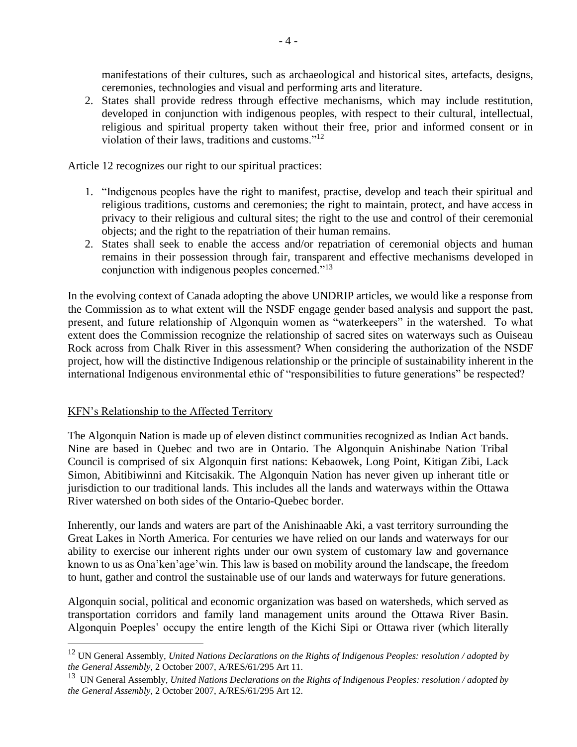manifestations of their cultures, such as archaeological and historical sites, artefacts, designs, ceremonies, technologies and visual and performing arts and literature.

2. States shall provide redress through effective mechanisms, which may include restitution, developed in conjunction with indigenous peoples, with respect to their cultural, intellectual, religious and spiritual property taken without their free, prior and informed consent or in violation of their laws, traditions and customs."[12]

Article 12 recognizes our right to our spiritual practices:

1. "Indigenous peoples have the right to manifest, practise, develop and teach their spiritual and religious traditions, customs and ceremonies; the right to maintain, protect, and have access in privacy to their religious and cultural sites; the right to the use and control of their ceremonial objects; and the right to the repatriation of their human remains.
2. States shall seek to enable the access and/or repatriation of ceremonial objects and human remains in their possession through fair, transparent and effective mechanisms developed in conjunction with indigenous peoples concerned."[13]

In the evolving context of Canada adopting the above UNDRIP articles, we would like a response from the Commission as to what extent will the NSDF engage gender based analysis and support the past, present, and future relationship of Algonquin women as "waterkeepers" in the watershed. To what extent does the Commission recognize the relationship of sacred sites on waterways such as Ouiseau Rock across from Chalk River in this assessment? When considering the authorization of the NSDF project, how will the distinctive Indigenous relationship or the principle of sustainability inherent in the international Indigenous environmental ethic of "responsibilities to future generations" be respected?

## KFN's Relationship to the Affected Territory

The Algonquin Nation is made up of eleven distinct communities recognized as Indian Act bands. Nine are based in Quebec and two are in Ontario. The Algonquin Anishinabe Nation Tribal Council is comprised of six Algonquin first nations: Kebaowek, Long Point, Kitigan Zibi, Lack Simon, Abitibiwinni and Kitcisakik. The Algonquin Nation has never given up inherant title or jurisdiction to our traditional lands. This includes all the lands and waterways within the Ottawa River watershed on both sides of the Ontario-Quebec border.

Inherently, our lands and waters are part of the Anishinaable Aki, a vast territory surrounding the Great Lakes in North America. For centuries we have relied on our lands and waterways for our ability to exercise our inherent rights under our own system of customary law and governance known to us as Ona'ken'age'win. This law is based on mobility around the landscape, the freedom to hunt, gather and control the sustainable use of our lands and waterways for future generations.

Algonquin social, political and economic organization was based on watersheds, which served as transportation corridors and family land management units around the Ottawa River Basin. Algonquin Poeples' occupy the entire length of the Kichi Sipi or Ottawa river (which literally

[12] UN General Assembly, *United Nations Declarations on the Rights of Indigenous Peoples: resolution / adopted by the General Assembly*, 2 October 2007, A/RES/61/295 Art 11.

[13] UN General Assembly, *United Nations Declarations on the Rights of Indigenous Peoples: resolution / adopted by the General Assembly*, 2 October 2007, A/RES/61/295 Art 12.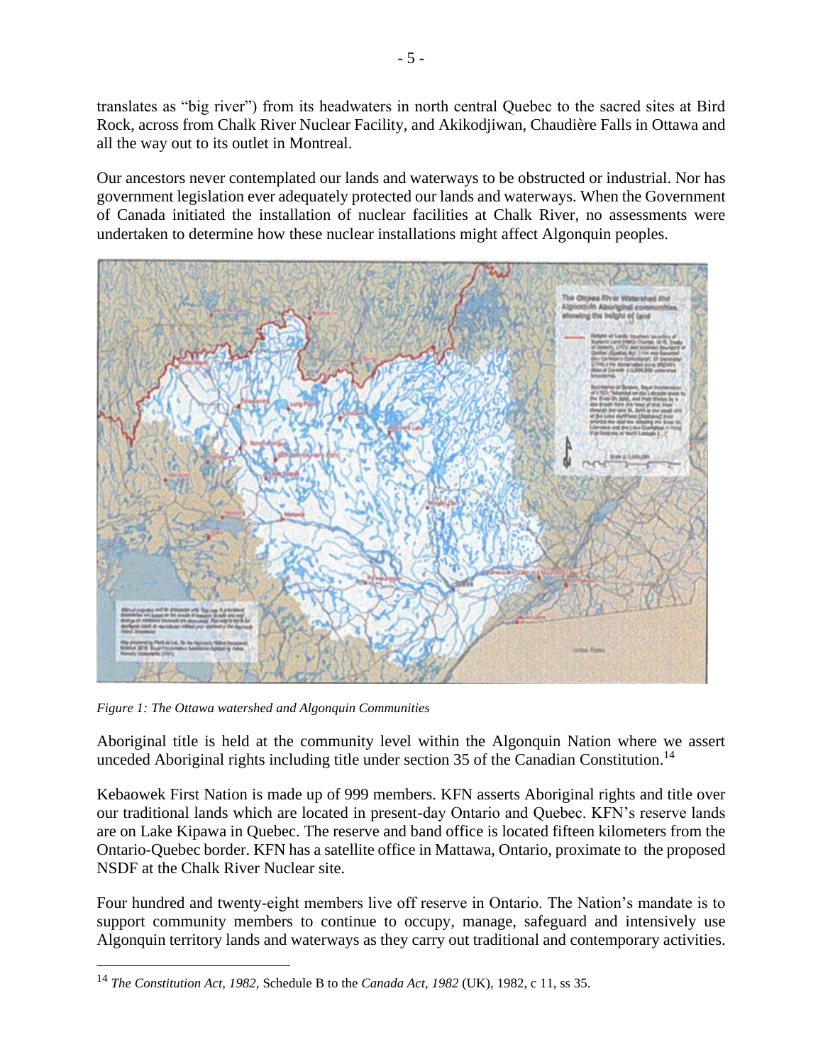translates as "big river") from its headwaters in north central Quebec to the sacred sites at Bird Rock, across from Chalk River Nuclear Facility, and Akikodjiwan, Chaudière Falls in Ottawa and all the way out to its outlet in Montreal.

Our ancestors never contemplated our lands and waterways to be obstructed or industrial. Nor has government legislation ever adequately protected our lands and waterways. When the Government of Canada initiated the installation of nuclear facilities at Chalk River, no assessments were undertaken to determine how these nuclear installations might affect Algonquin peoples.

*Figure 1: The Ottawa watershed and Algonquin Communities*

Aboriginal title is held at the community level within the Algonquin Nation where we assert unceded Aboriginal rights including title under section 35 of the Canadian Constitution.[14]

Kebaowek First Nation is made up of 999 members. KFN asserts Aboriginal rights and title over our traditional lands which are located in present-day Ontario and Quebec. KFN's reserve lands are on Lake Kipawa in Quebec. The reserve and band office is located fifteen kilometers from the Ontario-Quebec border. KFN has a satellite office in Mattawa, Ontario, proximate to the proposed NSDF at the Chalk River Nuclear site.

Four hundred and twenty-eight members live off reserve in Ontario. The Nation's mandate is to support community members to continue to occupy, manage, safeguard and intensively use Algonquin territory lands and waterways as they carry out traditional and contemporary activities.

[14] *The Constitution Act, 1982*, Schedule B to the *Canada Act, 1982* (UK), 1982, c 11, ss 35.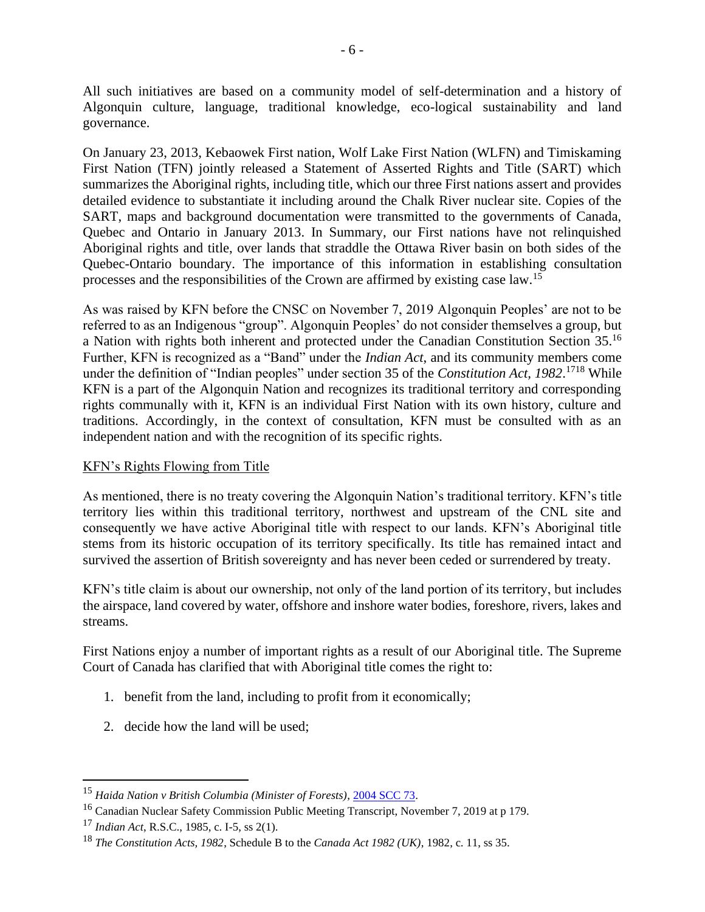All such initiatives are based on a community model of self-determination and a history of Algonquin culture, language, traditional knowledge, eco-logical sustainability and land governance.

On January 23, 2013, Kebaowek First nation, Wolf Lake First Nation (WLFN) and Timiskaming First Nation (TFN) jointly released a Statement of Asserted Rights and Title (SART) which summarizes the Aboriginal rights, including title, which our three First nations assert and provides detailed evidence to substantiate it including around the Chalk River nuclear site. Copies of the SART, maps and background documentation were transmitted to the governments of Canada, Quebec and Ontario in January 2013. In Summary, our First nations have not relinquished Aboriginal rights and title, over lands that straddle the Ottawa River basin on both sides of the Quebec-Ontario boundary. The importance of this information in establishing consultation processes and the responsibilities of the Crown are affirmed by existing case law.[15]

As was raised by KFN before the CNSC on November 7, 2019 Algonquin Peoples' are not to be referred to as an Indigenous "group". Algonquin Peoples' do not consider themselves a group, but a Nation with rights both inherent and protected under the Canadian Constitution Section 35.[16] Further, KFN is recognized as a "Band" under the *Indian Act*, and its community members come under the definition of "Indian peoples" under section 35 of the *Constitution Act, 1982*.[17][18] While KFN is a part of the Algonquin Nation and recognizes its traditional territory and corresponding rights communally with it, KFN is an individual First Nation with its own history, culture and traditions. Accordingly, in the context of consultation, KFN must be consulted with as an independent nation and with the recognition of its specific rights.

<u>KFN's Rights Flowing from Title</u>

As mentioned, there is no treaty covering the Algonquin Nation's traditional territory. KFN's title territory lies within this traditional territory, northwest and upstream of the CNL site and consequently we have active Aboriginal title with respect to our lands. KFN's Aboriginal title stems from its historic occupation of its territory specifically. Its title has remained intact and survived the assertion of British sovereignty and has never been ceded or surrendered by treaty.

KFN's title claim is about our ownership, not only of the land portion of its territory, but includes the airspace, land covered by water, offshore and inshore water bodies, foreshore, rivers, lakes and streams.

First Nations enjoy a number of important rights as a result of our Aboriginal title. The Supreme Court of Canada has clarified that with Aboriginal title comes the right to:

1. benefit from the land, including to profit from it economically;
2. decide how the land will be used;

---

[15] *Haida Nation v British Columbia (Minister of Forests)*, 2004 SCC 73.

[16] Canadian Nuclear Safety Commission Public Meeting Transcript, November 7, 2019 at p 179.

[17] *Indian Act*, R.S.C., 1985, c. I-5, ss 2(1).

[18] *The Constitution Acts, 1982*, Schedule B to the *Canada Act 1982 (UK)*, 1982, c. 11, ss 35.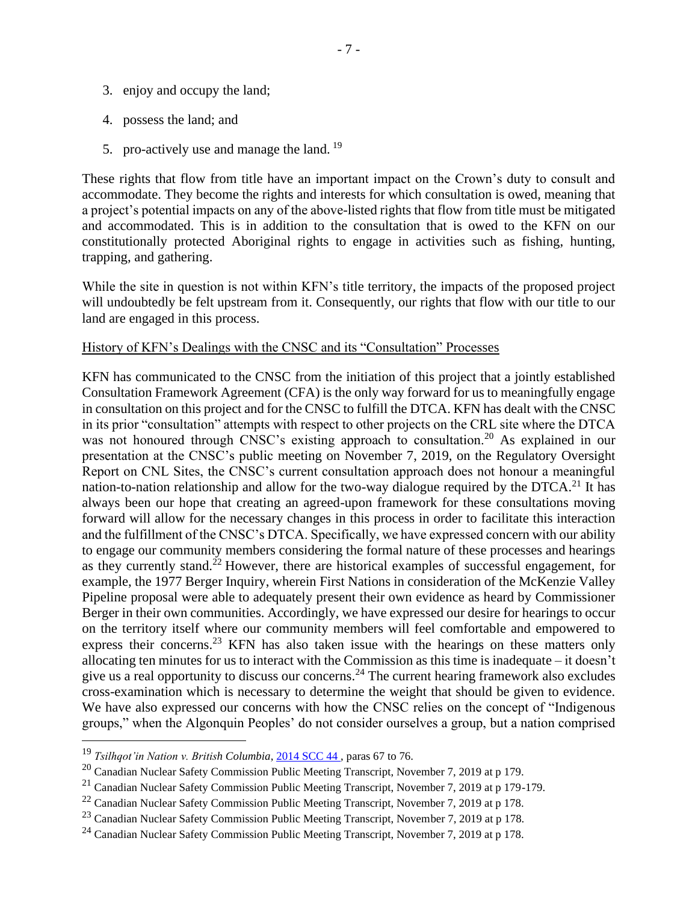3. enjoy and occupy the land;

4. possess the land; and

5. pro-actively use and manage the land.[19]

These rights that flow from title have an important impact on the Crown's duty to consult and accommodate. They become the rights and interests for which consultation is owed, meaning that a project's potential impacts on any of the above-listed rights that flow from title must be mitigated and accommodated. This is in addition to the consultation that is owed to the KFN on our constitutionally protected Aboriginal rights to engage in activities such as fishing, hunting, trapping, and gathering.

While the site in question is not within KFN's title territory, the impacts of the proposed project will undoubtedly be felt upstream from it. Consequently, our rights that flow with our title to our land are engaged in this process.

<u>History of KFN's Dealings with the CNSC and its "Consultation" Processes</u>

KFN has communicated to the CNSC from the initiation of this project that a jointly established Consultation Framework Agreement (CFA) is the only way forward for us to meaningfully engage in consultation on this project and for the CNSC to fulfill the DTCA. KFN has dealt with the CNSC in its prior "consultation" attempts with respect to other projects on the CRL site where the DTCA was not honoured through CNSC's existing approach to consultation.[20] As explained in our presentation at the CNSC's public meeting on November 7, 2019, on the Regulatory Oversight Report on CNL Sites, the CNSC's current consultation approach does not honour a meaningful nation-to-nation relationship and allow for the two-way dialogue required by the DTCA.[21] It has always been our hope that creating an agreed-upon framework for these consultations moving forward will allow for the necessary changes in this process in order to facilitate this interaction and the fulfillment of the CNSC's DTCA. Specifically, we have expressed concern with our ability to engage our community members considering the formal nature of these processes and hearings as they currently stand.[22] However, there are historical examples of successful engagement, for example, the 1977 Berger Inquiry, wherein First Nations in consideration of the McKenzie Valley Pipeline proposal were able to adequately present their own evidence as heard by Commissioner Berger in their own communities. Accordingly, we have expressed our desire for hearings to occur on the territory itself where our community members will feel comfortable and empowered to express their concerns.[23] KFN has also taken issue with the hearings on these matters only allocating ten minutes for us to interact with the Commission as this time is inadequate – it doesn't give us a real opportunity to discuss our concerns.[24] The current hearing framework also excludes cross-examination which is necessary to determine the weight that should be given to evidence. We have also expressed our concerns with how the CNSC relies on the concept of "Indigenous groups," when the Algonquin Peoples' do not consider ourselves a group, but a nation comprised

---

[19] *Tsilhqot'in Nation v. British Columbia*, 2014 SCC 44 , paras 67 to 76.

[20] Canadian Nuclear Safety Commission Public Meeting Transcript, November 7, 2019 at p 179.

[21] Canadian Nuclear Safety Commission Public Meeting Transcript, November 7, 2019 at p 179-179.

[22] Canadian Nuclear Safety Commission Public Meeting Transcript, November 7, 2019 at p 178.

[23] Canadian Nuclear Safety Commission Public Meeting Transcript, November 7, 2019 at p 178.

[24] Canadian Nuclear Safety Commission Public Meeting Transcript, November 7, 2019 at p 178.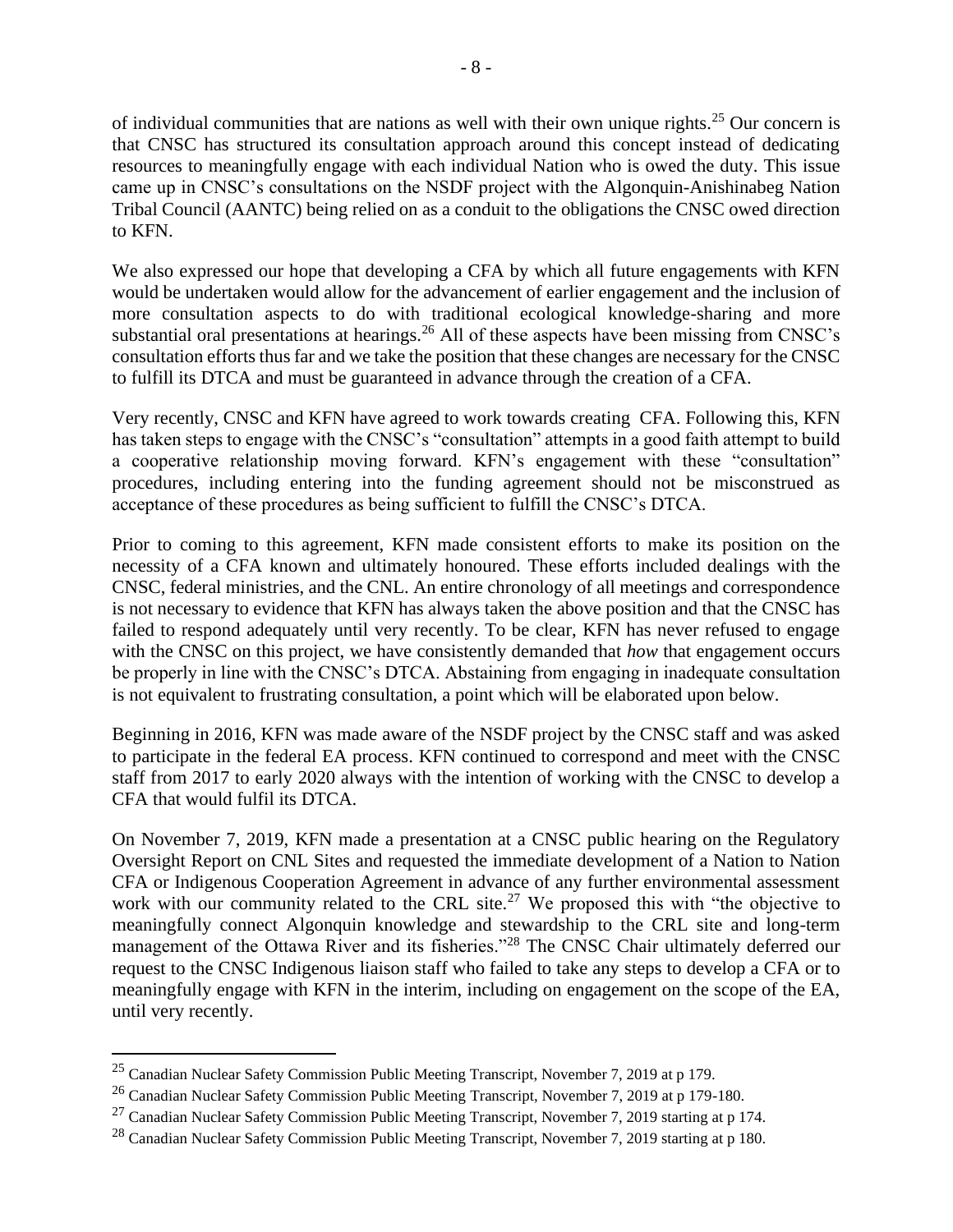of individual communities that are nations as well with their own unique rights.[25] Our concern is that CNSC has structured its consultation approach around this concept instead of dedicating resources to meaningfully engage with each individual Nation who is owed the duty. This issue came up in CNSC's consultations on the NSDF project with the Algonquin-Anishinabeg Nation Tribal Council (AANTC) being relied on as a conduit to the obligations the CNSC owed direction to KFN.

We also expressed our hope that developing a CFA by which all future engagements with KFN would be undertaken would allow for the advancement of earlier engagement and the inclusion of more consultation aspects to do with traditional ecological knowledge-sharing and more substantial oral presentations at hearings.[26] All of these aspects have been missing from CNSC's consultation efforts thus far and we take the position that these changes are necessary for the CNSC to fulfill its DTCA and must be guaranteed in advance through the creation of a CFA.

Very recently, CNSC and KFN have agreed to work towards creating CFA. Following this, KFN has taken steps to engage with the CNSC's "consultation" attempts in a good faith attempt to build a cooperative relationship moving forward. KFN's engagement with these "consultation" procedures, including entering into the funding agreement should not be misconstrued as acceptance of these procedures as being sufficient to fulfill the CNSC's DTCA.

Prior to coming to this agreement, KFN made consistent efforts to make its position on the necessity of a CFA known and ultimately honoured. These efforts included dealings with the CNSC, federal ministries, and the CNL. An entire chronology of all meetings and correspondence is not necessary to evidence that KFN has always taken the above position and that the CNSC has failed to respond adequately until very recently. To be clear, KFN has never refused to engage with the CNSC on this project, we have consistently demanded that *how* that engagement occurs be properly in line with the CNSC's DTCA. Abstaining from engaging in inadequate consultation is not equivalent to frustrating consultation, a point which will be elaborated upon below.

Beginning in 2016, KFN was made aware of the NSDF project by the CNSC staff and was asked to participate in the federal EA process. KFN continued to correspond and meet with the CNSC staff from 2017 to early 2020 always with the intention of working with the CNSC to develop a CFA that would fulfil its DTCA.

On November 7, 2019, KFN made a presentation at a CNSC public hearing on the Regulatory Oversight Report on CNL Sites and requested the immediate development of a Nation to Nation CFA or Indigenous Cooperation Agreement in advance of any further environmental assessment work with our community related to the CRL site.[27] We proposed this with "the objective to meaningfully connect Algonquin knowledge and stewardship to the CRL site and long-term management of the Ottawa River and its fisheries."[28] The CNSC Chair ultimately deferred our request to the CNSC Indigenous liaison staff who failed to take any steps to develop a CFA or to meaningfully engage with KFN in the interim, including on engagement on the scope of the EA, until very recently.

[25] Canadian Nuclear Safety Commission Public Meeting Transcript, November 7, 2019 at p 179.

[26] Canadian Nuclear Safety Commission Public Meeting Transcript, November 7, 2019 at p 179-180.

[27] Canadian Nuclear Safety Commission Public Meeting Transcript, November 7, 2019 starting at p 174.

[28] Canadian Nuclear Safety Commission Public Meeting Transcript, November 7, 2019 starting at p 180.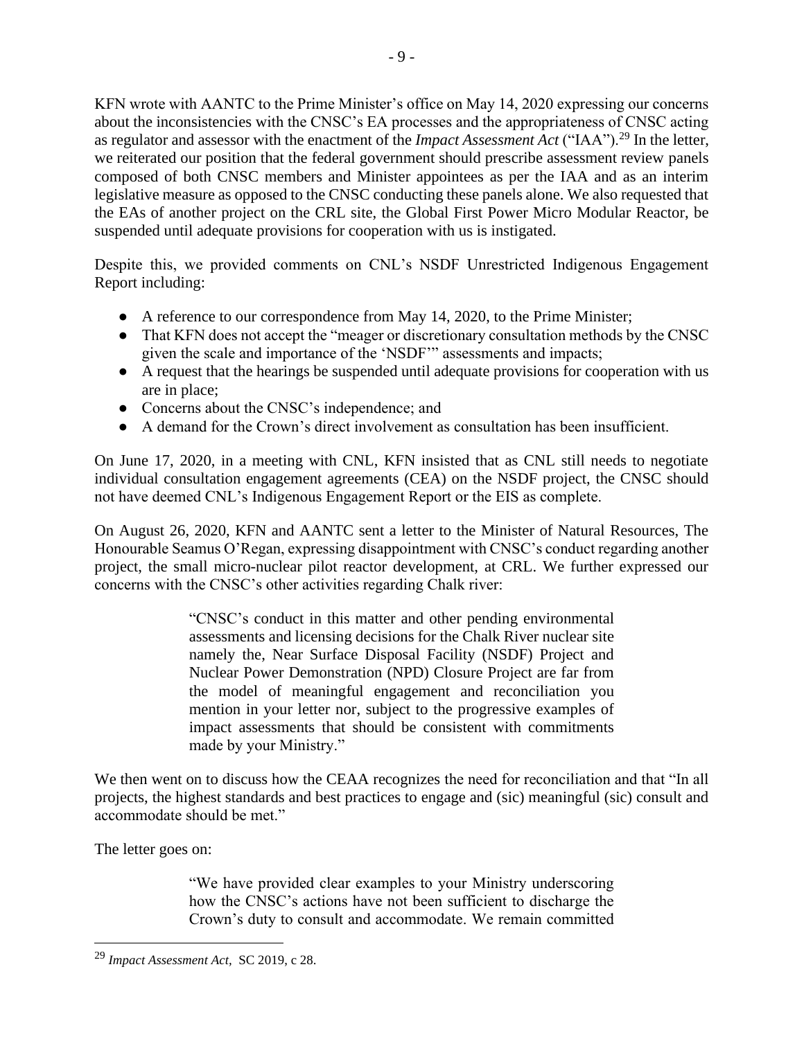KFN wrote with AANTC to the Prime Minister's office on May 14, 2020 expressing our concerns about the inconsistencies with the CNSC's EA processes and the appropriateness of CNSC acting as regulator and assessor with the enactment of the *Impact Assessment Act* ("IAA").[29] In the letter, we reiterated our position that the federal government should prescribe assessment review panels composed of both CNSC members and Minister appointees as per the IAA and as an interim legislative measure as opposed to the CNSC conducting these panels alone. We also requested that the EAs of another project on the CRL site, the Global First Power Micro Modular Reactor, be suspended until adequate provisions for cooperation with us is instigated.

Despite this, we provided comments on CNL's NSDF Unrestricted Indigenous Engagement Report including:

- A reference to our correspondence from May 14, 2020, to the Prime Minister;
- That KFN does not accept the "meager or discretionary consultation methods by the CNSC given the scale and importance of the 'NSDF'" assessments and impacts;
- A request that the hearings be suspended until adequate provisions for cooperation with us are in place;
- Concerns about the CNSC's independence; and
- A demand for the Crown's direct involvement as consultation has been insufficient.

On June 17, 2020, in a meeting with CNL, KFN insisted that as CNL still needs to negotiate individual consultation engagement agreements (CEA) on the NSDF project, the CNSC should not have deemed CNL's Indigenous Engagement Report or the EIS as complete.

On August 26, 2020, KFN and AANTC sent a letter to the Minister of Natural Resources, The Honourable Seamus O'Regan, expressing disappointment with CNSC's conduct regarding another project, the small micro-nuclear pilot reactor development, at CRL. We further expressed our concerns with the CNSC's other activities regarding Chalk river:

> "CNSC's conduct in this matter and other pending environmental assessments and licensing decisions for the Chalk River nuclear site namely the, Near Surface Disposal Facility (NSDF) Project and Nuclear Power Demonstration (NPD) Closure Project are far from the model of meaningful engagement and reconciliation you mention in your letter nor, subject to the progressive examples of impact assessments that should be consistent with commitments made by your Ministry."

We then went on to discuss how the CEAA recognizes the need for reconciliation and that "In all projects, the highest standards and best practices to engage and (sic) meaningful (sic) consult and accommodate should be met."

The letter goes on:

> "We have provided clear examples to your Ministry underscoring how the CNSC's actions have not been sufficient to discharge the Crown's duty to consult and accommodate. We remain committed

---

[29] *Impact Assessment Act*, SC 2019, c 28.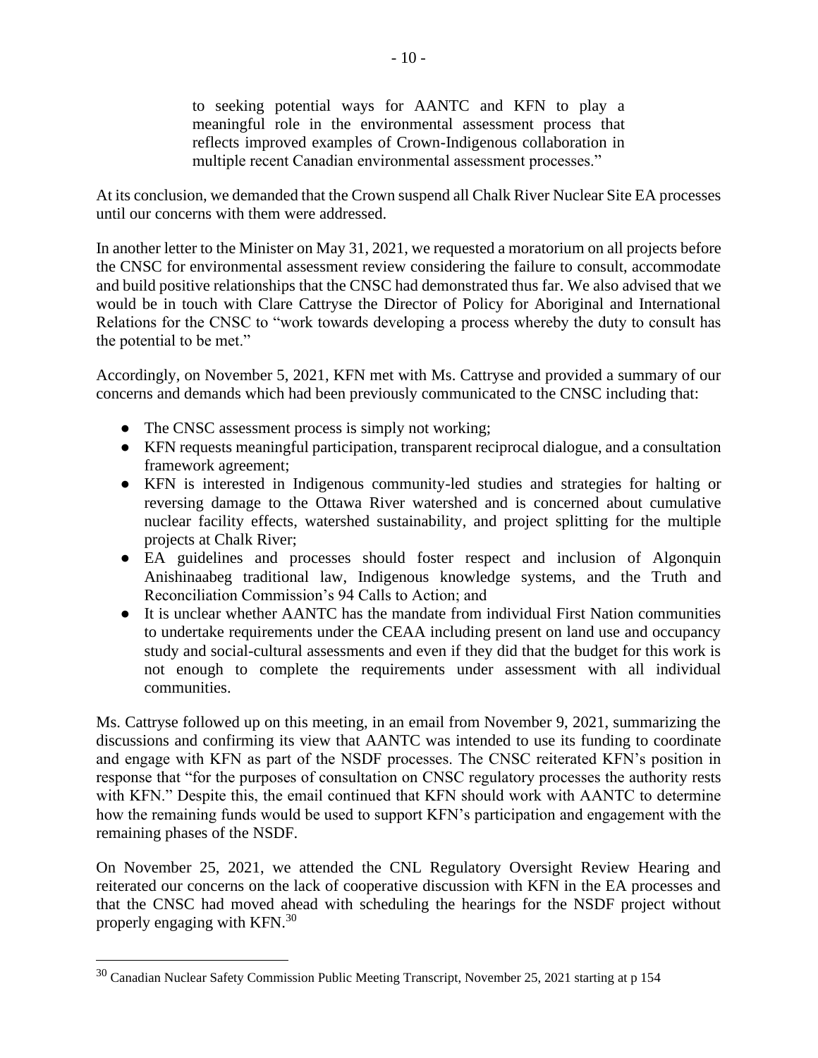> to seeking potential ways for AANTC and KFN to play a meaningful role in the environmental assessment process that reflects improved examples of Crown-Indigenous collaboration in multiple recent Canadian environmental assessment processes."

At its conclusion, we demanded that the Crown suspend all Chalk River Nuclear Site EA processes until our concerns with them were addressed.

In another letter to the Minister on May 31, 2021, we requested a moratorium on all projects before the CNSC for environmental assessment review considering the failure to consult, accommodate and build positive relationships that the CNSC had demonstrated thus far. We also advised that we would be in touch with Clare Cattryse the Director of Policy for Aboriginal and International Relations for the CNSC to "work towards developing a process whereby the duty to consult has the potential to be met."

Accordingly, on November 5, 2021, KFN met with Ms. Cattryse and provided a summary of our concerns and demands which had been previously communicated to the CNSC including that:

- The CNSC assessment process is simply not working;
- KFN requests meaningful participation, transparent reciprocal dialogue, and a consultation framework agreement;
- KFN is interested in Indigenous community-led studies and strategies for halting or reversing damage to the Ottawa River watershed and is concerned about cumulative nuclear facility effects, watershed sustainability, and project splitting for the multiple projects at Chalk River;
- EA guidelines and processes should foster respect and inclusion of Algonquin Anishinaabeg traditional law, Indigenous knowledge systems, and the Truth and Reconciliation Commission's 94 Calls to Action; and
- It is unclear whether AANTC has the mandate from individual First Nation communities to undertake requirements under the CEAA including present on land use and occupancy study and social-cultural assessments and even if they did that the budget for this work is not enough to complete the requirements under assessment with all individual communities.

Ms. Cattryse followed up on this meeting, in an email from November 9, 2021, summarizing the discussions and confirming its view that AANTC was intended to use its funding to coordinate and engage with KFN as part of the NSDF processes. The CNSC reiterated KFN's position in response that "for the purposes of consultation on CNSC regulatory processes the authority rests with KFN." Despite this, the email continued that KFN should work with AANTC to determine how the remaining funds would be used to support KFN's participation and engagement with the remaining phases of the NSDF.

On November 25, 2021, we attended the CNL Regulatory Oversight Review Hearing and reiterated our concerns on the lack of cooperative discussion with KFN in the EA processes and that the CNSC had moved ahead with scheduling the hearings for the NSDF project without properly engaging with KFN.[30]

---

[30] Canadian Nuclear Safety Commission Public Meeting Transcript, November 25, 2021 starting at p 154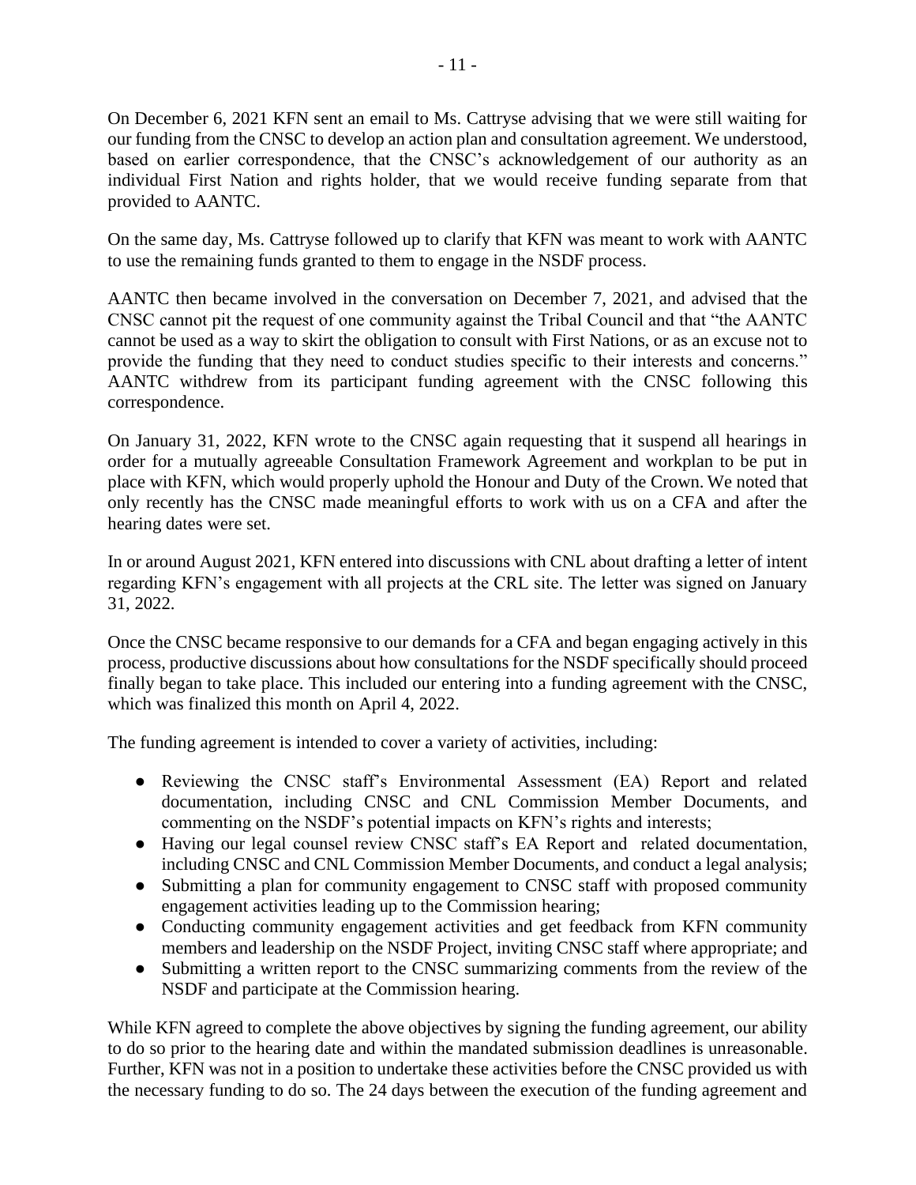On December 6, 2021 KFN sent an email to Ms. Cattryse advising that we were still waiting for our funding from the CNSC to develop an action plan and consultation agreement. We understood, based on earlier correspondence, that the CNSC's acknowledgement of our authority as an individual First Nation and rights holder, that we would receive funding separate from that provided to AANTC.

On the same day, Ms. Cattryse followed up to clarify that KFN was meant to work with AANTC to use the remaining funds granted to them to engage in the NSDF process.

AANTC then became involved in the conversation on December 7, 2021, and advised that the CNSC cannot pit the request of one community against the Tribal Council and that "the AANTC cannot be used as a way to skirt the obligation to consult with First Nations, or as an excuse not to provide the funding that they need to conduct studies specific to their interests and concerns." AANTC withdrew from its participant funding agreement with the CNSC following this correspondence.

On January 31, 2022, KFN wrote to the CNSC again requesting that it suspend all hearings in order for a mutually agreeable Consultation Framework Agreement and workplan to be put in place with KFN, which would properly uphold the Honour and Duty of the Crown. We noted that only recently has the CNSC made meaningful efforts to work with us on a CFA and after the hearing dates were set.

In or around August 2021, KFN entered into discussions with CNL about drafting a letter of intent regarding KFN's engagement with all projects at the CRL site. The letter was signed on January 31, 2022.

Once the CNSC became responsive to our demands for a CFA and began engaging actively in this process, productive discussions about how consultations for the NSDF specifically should proceed finally began to take place. This included our entering into a funding agreement with the CNSC, which was finalized this month on April 4, 2022.

The funding agreement is intended to cover a variety of activities, including:

- Reviewing the CNSC staff's Environmental Assessment (EA) Report and related documentation, including CNSC and CNL Commission Member Documents, and commenting on the NSDF's potential impacts on KFN's rights and interests;
- Having our legal counsel review CNSC staff's EA Report and related documentation, including CNSC and CNL Commission Member Documents, and conduct a legal analysis;
- Submitting a plan for community engagement to CNSC staff with proposed community engagement activities leading up to the Commission hearing;
- Conducting community engagement activities and get feedback from KFN community members and leadership on the NSDF Project, inviting CNSC staff where appropriate; and
- Submitting a written report to the CNSC summarizing comments from the review of the NSDF and participate at the Commission hearing.

While KFN agreed to complete the above objectives by signing the funding agreement, our ability to do so prior to the hearing date and within the mandated submission deadlines is unreasonable. Further, KFN was not in a position to undertake these activities before the CNSC provided us with the necessary funding to do so. The 24 days between the execution of the funding agreement and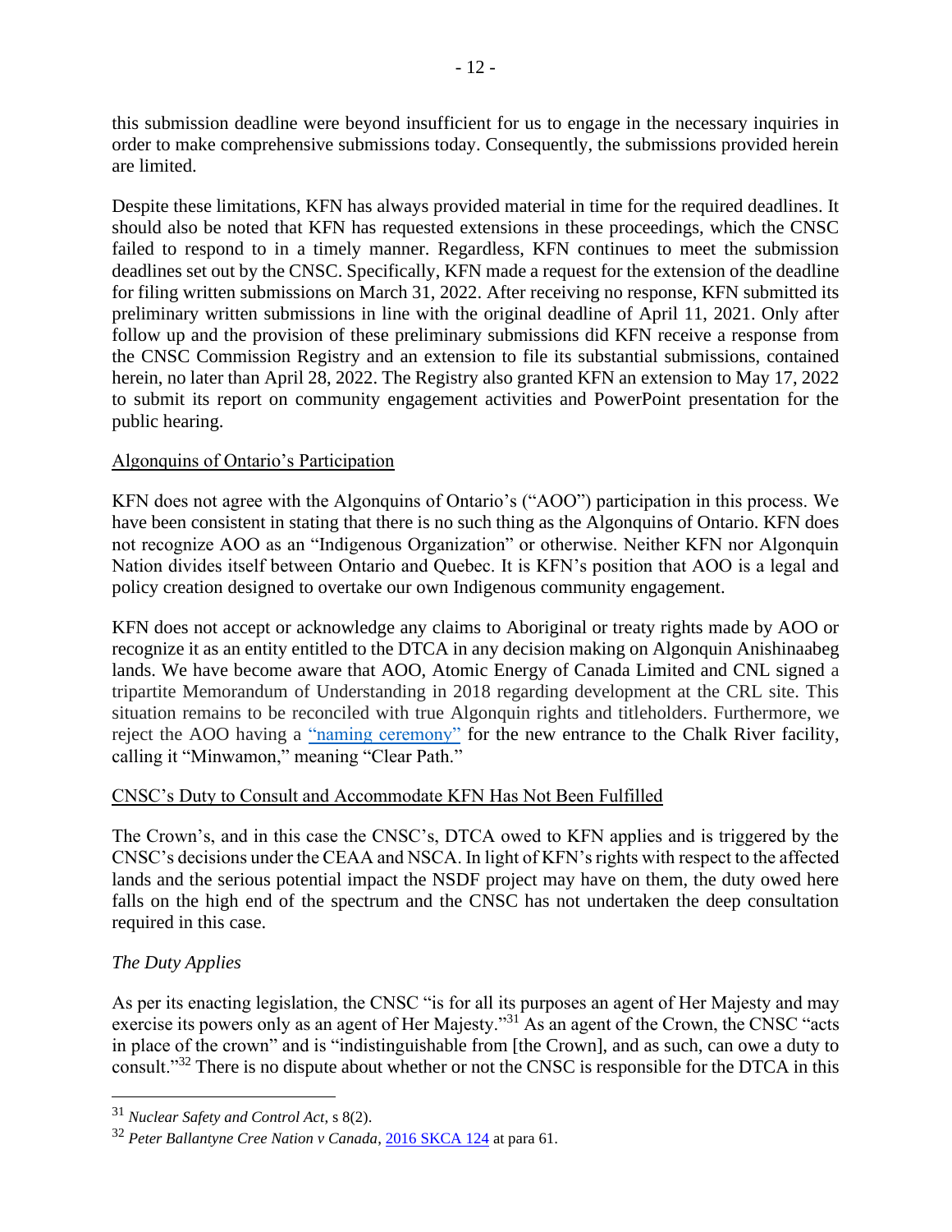this submission deadline were beyond insufficient for us to engage in the necessary inquiries in order to make comprehensive submissions today. Consequently, the submissions provided herein are limited.

Despite these limitations, KFN has always provided material in time for the required deadlines. It should also be noted that KFN has requested extensions in these proceedings, which the CNSC failed to respond to in a timely manner. Regardless, KFN continues to meet the submission deadlines set out by the CNSC. Specifically, KFN made a request for the extension of the deadline for filing written submissions on March 31, 2022. After receiving no response, KFN submitted its preliminary written submissions in line with the original deadline of April 11, 2021. Only after follow up and the provision of these preliminary submissions did KFN receive a response from the CNSC Commission Registry and an extension to file its substantial submissions, contained herein, no later than April 28, 2022. The Registry also granted KFN an extension to May 17, 2022 to submit its report on community engagement activities and PowerPoint presentation for the public hearing.

## Algonquins of Ontario's Participation

KFN does not agree with the Algonquins of Ontario's ("AOO") participation in this process. We have been consistent in stating that there is no such thing as the Algonquins of Ontario. KFN does not recognize AOO as an "Indigenous Organization" or otherwise. Neither KFN nor Algonquin Nation divides itself between Ontario and Quebec. It is KFN's position that AOO is a legal and policy creation designed to overtake our own Indigenous community engagement.

KFN does not accept or acknowledge any claims to Aboriginal or treaty rights made by AOO or recognize it as an entity entitled to the DTCA in any decision making on Algonquin Anishinaabeg lands. We have become aware that AOO, Atomic Energy of Canada Limited and CNL signed a tripartite Memorandum of Understanding in 2018 regarding development at the CRL site. This situation remains to be reconciled with true Algonquin rights and titleholders. Furthermore, we reject the AOO having a "naming ceremony" for the new entrance to the Chalk River facility, calling it "Minwamon," meaning "Clear Path."

## CNSC's Duty to Consult and Accommodate KFN Has Not Been Fulfilled

The Crown's, and in this case the CNSC's, DTCA owed to KFN applies and is triggered by the CNSC's decisions under the CEAA and NSCA. In light of KFN's rights with respect to the affected lands and the serious potential impact the NSDF project may have on them, the duty owed here falls on the high end of the spectrum and the CNSC has not undertaken the deep consultation required in this case.

### *The Duty Applies*

As per its enacting legislation, the CNSC "is for all its purposes an agent of Her Majesty and may exercise its powers only as an agent of Her Majesty."[31] As an agent of the Crown, the CNSC "acts in place of the crown" and is "indistinguishable from [the Crown], and as such, can owe a duty to consult."[32] There is no dispute about whether or not the CNSC is responsible for the DTCA in this

---

[31] *Nuclear Safety and Control Act*, s 8(2).

[32] *Peter Ballantyne Cree Nation v Canada*, 2016 SKCA 124 at para 61.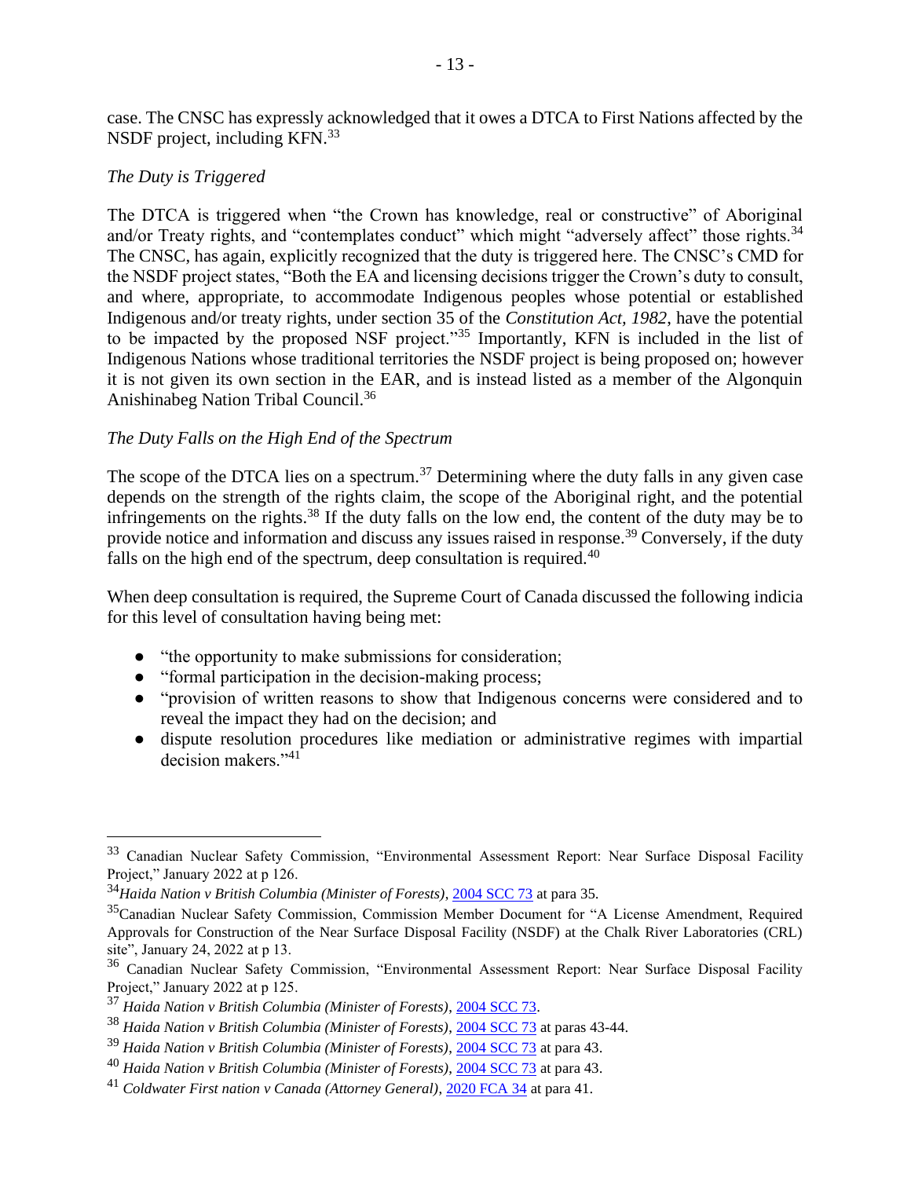case. The CNSC has expressly acknowledged that it owes a DTCA to First Nations affected by the NSDF project, including KFN.[33]

*The Duty is Triggered*

The DTCA is triggered when "the Crown has knowledge, real or constructive" of Aboriginal and/or Treaty rights, and "contemplates conduct" which might "adversely affect" those rights.[34] The CNSC, has again, explicitly recognized that the duty is triggered here. The CNSC's CMD for the NSDF project states, "Both the EA and licensing decisions trigger the Crown's duty to consult, and where, appropriate, to accommodate Indigenous peoples whose potential or established Indigenous and/or treaty rights, under section 35 of the *Constitution Act, 1982*, have the potential to be impacted by the proposed NSF project."[35] Importantly, KFN is included in the list of Indigenous Nations whose traditional territories the NSDF project is being proposed on; however it is not given its own section in the EAR, and is instead listed as a member of the Algonquin Anishinabeg Nation Tribal Council.[36]

*The Duty Falls on the High End of the Spectrum*

The scope of the DTCA lies on a spectrum.[37] Determining where the duty falls in any given case depends on the strength of the rights claim, the scope of the Aboriginal right, and the potential infringements on the rights.[38] If the duty falls on the low end, the content of the duty may be to provide notice and information and discuss any issues raised in response.[39] Conversely, if the duty falls on the high end of the spectrum, deep consultation is required.[40]

When deep consultation is required, the Supreme Court of Canada discussed the following indicia for this level of consultation having being met:

- "the opportunity to make submissions for consideration;
- "formal participation in the decision-making process;
- "provision of written reasons to show that Indigenous concerns were considered and to reveal the impact they had on the decision; and
- dispute resolution procedures like mediation or administrative regimes with impartial decision makers."[41]

---

[33] Canadian Nuclear Safety Commission, "Environmental Assessment Report: Near Surface Disposal Facility Project," January 2022 at p 126.

[34] *Haida Nation v British Columbia (Minister of Forests)*, 2004 SCC 73 at para 35.

[35] Canadian Nuclear Safety Commission, Commission Member Document for "A License Amendment, Required Approvals for Construction of the Near Surface Disposal Facility (NSDF) at the Chalk River Laboratories (CRL) site", January 24, 2022 at p 13.

[36] Canadian Nuclear Safety Commission, "Environmental Assessment Report: Near Surface Disposal Facility Project," January 2022 at p 125.

[37] *Haida Nation v British Columbia (Minister of Forests)*, 2004 SCC 73.

[38] *Haida Nation v British Columbia (Minister of Forests)*, 2004 SCC 73 at paras 43-44.

[39] *Haida Nation v British Columbia (Minister of Forests)*, 2004 SCC 73 at para 43.

[40] *Haida Nation v British Columbia (Minister of Forests)*, 2004 SCC 73 at para 43.

[41] *Coldwater First nation v Canada (Attorney General)*, 2020 FCA 34 at para 41.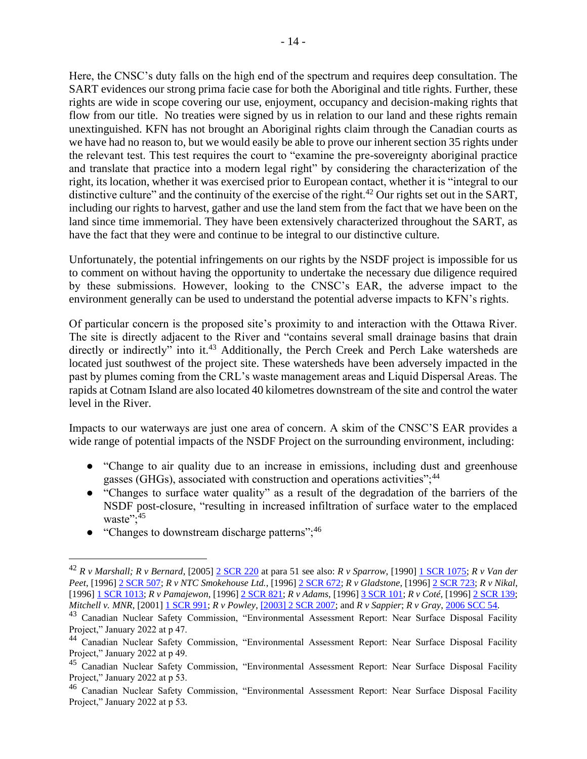Here, the CNSC's duty falls on the high end of the spectrum and requires deep consultation. The SART evidences our strong prima facie case for both the Aboriginal and title rights. Further, these rights are wide in scope covering our use, enjoyment, occupancy and decision-making rights that flow from our title. No treaties were signed by us in relation to our land and these rights remain unextinguished. KFN has not brought an Aboriginal rights claim through the Canadian courts as we have had no reason to, but we would easily be able to prove our inherent section 35 rights under the relevant test. This test requires the court to "examine the pre-sovereignty aboriginal practice and translate that practice into a modern legal right" by considering the characterization of the right, its location, whether it was exercised prior to European contact, whether it is "integral to our distinctive culture" and the continuity of the exercise of the right.[42] Our rights set out in the SART, including our rights to harvest, gather and use the land stem from the fact that we have been on the land since time immemorial. They have been extensively characterized throughout the SART, as have the fact that they were and continue to be integral to our distinctive culture.

Unfortunately, the potential infringements on our rights by the NSDF project is impossible for us to comment on without having the opportunity to undertake the necessary due diligence required by these submissions. However, looking to the CNSC's EAR, the adverse impact to the environment generally can be used to understand the potential adverse impacts to KFN's rights.

Of particular concern is the proposed site's proximity to and interaction with the Ottawa River. The site is directly adjacent to the River and "contains several small drainage basins that drain directly or indirectly" into it.[43] Additionally, the Perch Creek and Perch Lake watersheds are located just southwest of the project site. These watersheds have been adversely impacted in the past by plumes coming from the CRL's waste management areas and Liquid Dispersal Areas. The rapids at Cotnam Island are also located 40 kilometres downstream of the site and control the water level in the River.

Impacts to our waterways are just one area of concern. A skim of the CNSC'S EAR provides a wide range of potential impacts of the NSDF Project on the surrounding environment, including:

- "Change to air quality due to an increase in emissions, including dust and greenhouse gasses (GHGs), associated with construction and operations activities";[44]
- "Changes to surface water quality" as a result of the degradation of the barriers of the NSDF post-closure, "resulting in increased infiltration of surface water to the emplaced waste";[45]
- "Changes to downstream discharge patterns";[46]

---

[42] *R v Marshall; R v Bernard*, [2005] 2 SCR 220 at para 51 see also: *R v Sparrow*, [1990] 1 SCR 1075; *R v Van der Peet*, [1996] 2 SCR 507; *R v NTC Smokehouse Ltd.*, [1996] 2 SCR 672; *R v Gladstone*, [1996] 2 SCR 723; *R v Nikal*, [1996] 1 SCR 1013; *R v Pamajewon*, [1996] 2 SCR 821; *R v Adams*, [1996] 3 SCR 101; *R v Coté*, [1996] 2 SCR 139; *Mitchell v. MNR*, [2001] 1 SCR 991; *R v Powley*, [2003] 2 SCR 2007; and *R v Sappier*; *R v Gray*, 2006 SCC 54.

[43] Canadian Nuclear Safety Commission, "Environmental Assessment Report: Near Surface Disposal Facility Project," January 2022 at p 47.

[44] Canadian Nuclear Safety Commission, "Environmental Assessment Report: Near Surface Disposal Facility Project," January 2022 at p 49.

[45] Canadian Nuclear Safety Commission, "Environmental Assessment Report: Near Surface Disposal Facility Project," January 2022 at p 53.

[46] Canadian Nuclear Safety Commission, "Environmental Assessment Report: Near Surface Disposal Facility Project," January 2022 at p 53.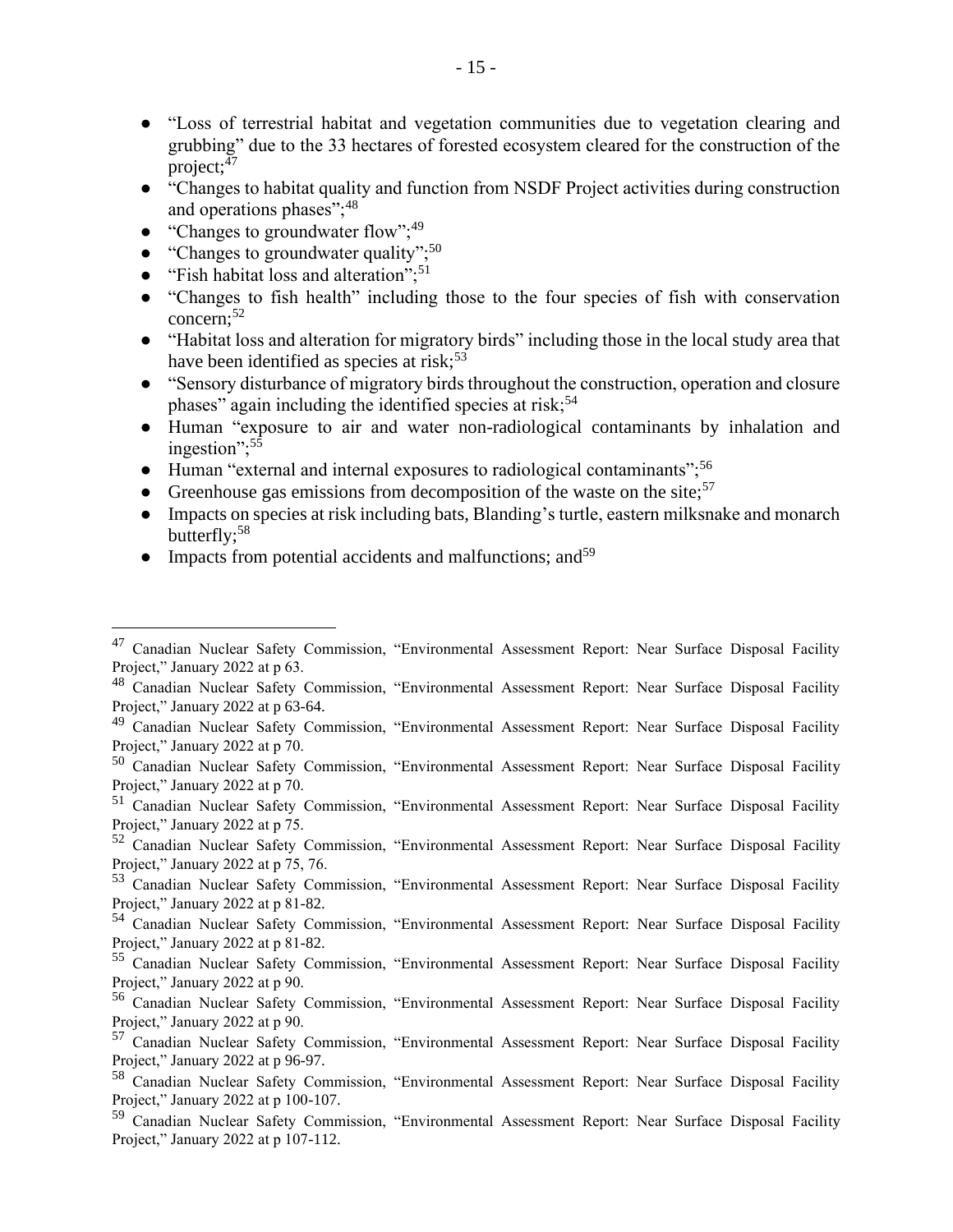- "Loss of terrestrial habitat and vegetation communities due to vegetation clearing and grubbing" due to the 33 hectares of forested ecosystem cleared for the construction of the project;[47]
- "Changes to habitat quality and function from NSDF Project activities during construction and operations phases";[48]
- "Changes to groundwater flow";[49]
- "Changes to groundwater quality";[50]
- "Fish habitat loss and alteration";[51]
- "Changes to fish health" including those to the four species of fish with conservation concern;[52]
- "Habitat loss and alteration for migratory birds" including those in the local study area that have been identified as species at risk;[53]
- "Sensory disturbance of migratory birds throughout the construction, operation and closure phases" again including the identified species at risk;[54]
- Human "exposure to air and water non-radiological contaminants by inhalation and ingestion";[55]
- Human "external and internal exposures to radiological contaminants";[56]
- Greenhouse gas emissions from decomposition of the waste on the site;[57]
- Impacts on species at risk including bats, Blanding's turtle, eastern milksnake and monarch butterfly;[58]
- Impacts from potential accidents and malfunctions; and[59]

---

[47] Canadian Nuclear Safety Commission, "Environmental Assessment Report: Near Surface Disposal Facility Project," January 2022 at p 63.

[48] Canadian Nuclear Safety Commission, "Environmental Assessment Report: Near Surface Disposal Facility Project," January 2022 at p 63-64.

[49] Canadian Nuclear Safety Commission, "Environmental Assessment Report: Near Surface Disposal Facility Project," January 2022 at p 70.

[50] Canadian Nuclear Safety Commission, "Environmental Assessment Report: Near Surface Disposal Facility Project," January 2022 at p 70.

[51] Canadian Nuclear Safety Commission, "Environmental Assessment Report: Near Surface Disposal Facility Project," January 2022 at p 75.

[52] Canadian Nuclear Safety Commission, "Environmental Assessment Report: Near Surface Disposal Facility Project," January 2022 at p 75, 76.

[53] Canadian Nuclear Safety Commission, "Environmental Assessment Report: Near Surface Disposal Facility Project," January 2022 at p 81-82.

[54] Canadian Nuclear Safety Commission, "Environmental Assessment Report: Near Surface Disposal Facility Project," January 2022 at p 81-82.

[55] Canadian Nuclear Safety Commission, "Environmental Assessment Report: Near Surface Disposal Facility Project," January 2022 at p 90.

[56] Canadian Nuclear Safety Commission, "Environmental Assessment Report: Near Surface Disposal Facility Project," January 2022 at p 90.

[57] Canadian Nuclear Safety Commission, "Environmental Assessment Report: Near Surface Disposal Facility Project," January 2022 at p 96-97.

[58] Canadian Nuclear Safety Commission, "Environmental Assessment Report: Near Surface Disposal Facility Project," January 2022 at p 100-107.

[59] Canadian Nuclear Safety Commission, "Environmental Assessment Report: Near Surface Disposal Facility Project," January 2022 at p 107-112.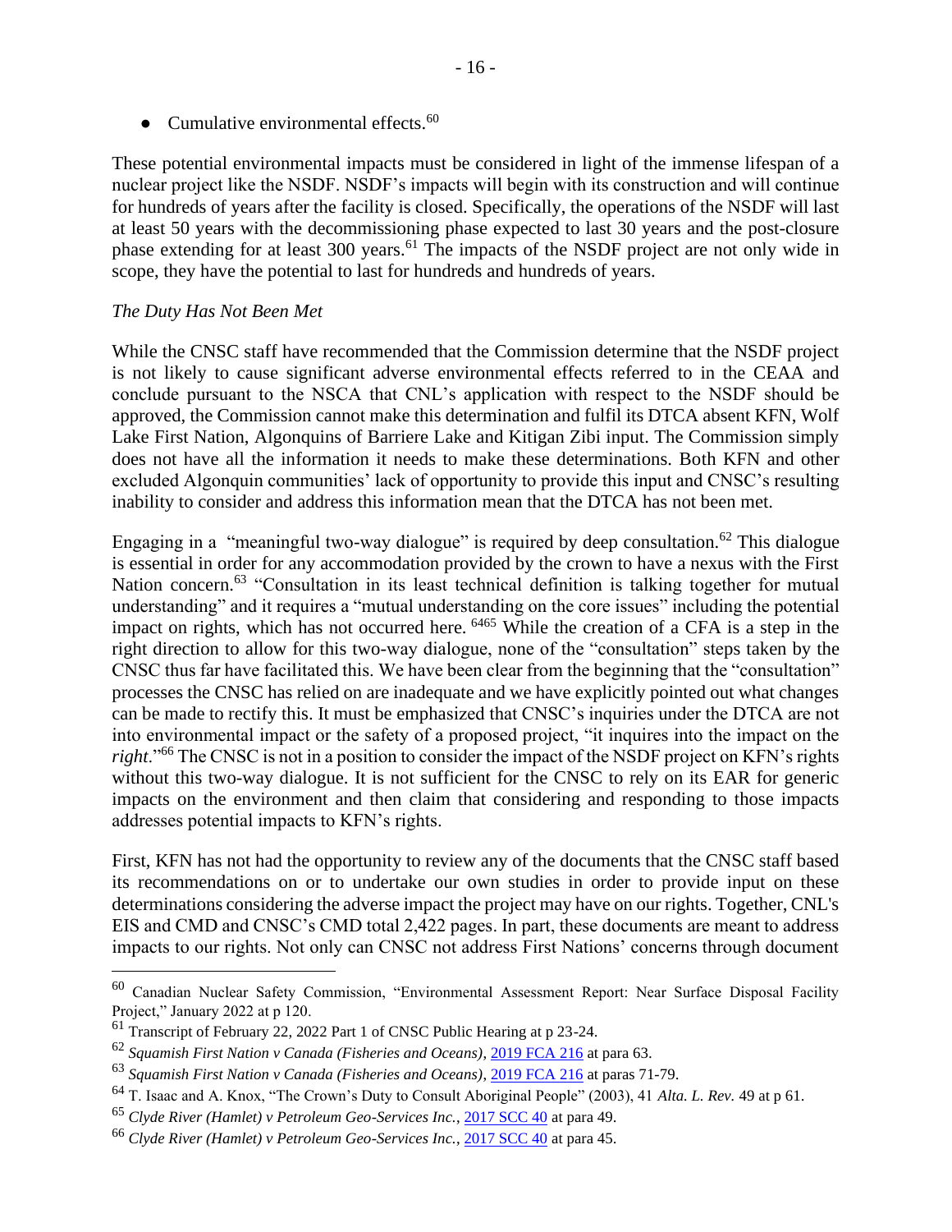- Cumulative environmental effects.[60]

These potential environmental impacts must be considered in light of the immense lifespan of a nuclear project like the NSDF. NSDF's impacts will begin with its construction and will continue for hundreds of years after the facility is closed. Specifically, the operations of the NSDF will last at least 50 years with the decommissioning phase expected to last 30 years and the post-closure phase extending for at least 300 years.[61] The impacts of the NSDF project are not only wide in scope, they have the potential to last for hundreds and hundreds of years.

*The Duty Has Not Been Met*

While the CNSC staff have recommended that the Commission determine that the NSDF project is not likely to cause significant adverse environmental effects referred to in the CEAA and conclude pursuant to the NSCA that CNL's application with respect to the NSDF should be approved, the Commission cannot make this determination and fulfil its DTCA absent KFN, Wolf Lake First Nation, Algonquins of Barriere Lake and Kitigan Zibi input. The Commission simply does not have all the information it needs to make these determinations. Both KFN and other excluded Algonquin communities' lack of opportunity to provide this input and CNSC's resulting inability to consider and address this information mean that the DTCA has not been met.

Engaging in a "meaningful two-way dialogue" is required by deep consultation.[62] This dialogue is essential in order for any accommodation provided by the crown to have a nexus with the First Nation concern.[63] "Consultation in its least technical definition is talking together for mutual understanding" and it requires a "mutual understanding on the core issues" including the potential impact on rights, which has not occurred here. [64][65] While the creation of a CFA is a step in the right direction to allow for this two-way dialogue, none of the "consultation" steps taken by the CNSC thus far have facilitated this. We have been clear from the beginning that the "consultation" processes the CNSC has relied on are inadequate and we have explicitly pointed out what changes can be made to rectify this. It must be emphasized that CNSC's inquiries under the DTCA are not into environmental impact or the safety of a proposed project, "it inquires into the impact on the *right*."[66] The CNSC is not in a position to consider the impact of the NSDF project on KFN's rights without this two-way dialogue. It is not sufficient for the CNSC to rely on its EAR for generic impacts on the environment and then claim that considering and responding to those impacts addresses potential impacts to KFN's rights.

First, KFN has not had the opportunity to review any of the documents that the CNSC staff based its recommendations on or to undertake our own studies in order to provide input on these determinations considering the adverse impact the project may have on our rights. Together, CNL's EIS and CMD and CNSC's CMD total 2,422 pages. In part, these documents are meant to address impacts to our rights. Not only can CNSC not address First Nations' concerns through document

---

[60] Canadian Nuclear Safety Commission, "Environmental Assessment Report: Near Surface Disposal Facility Project," January 2022 at p 120.

[61] Transcript of February 22, 2022 Part 1 of CNSC Public Hearing at p 23-24.

[62] *Squamish First Nation v Canada (Fisheries and Oceans)*, 2019 FCA 216 at para 63.

[63] *Squamish First Nation v Canada (Fisheries and Oceans)*, 2019 FCA 216 at paras 71-79.

[64] T. Isaac and A. Knox, "The Crown's Duty to Consult Aboriginal People" (2003), 41 *Alta. L. Rev.* 49 at p 61.

[65] *Clyde River (Hamlet) v Petroleum Geo-Services Inc.*, 2017 SCC 40 at para 49.

[66] *Clyde River (Hamlet) v Petroleum Geo-Services Inc.*, 2017 SCC 40 at para 45.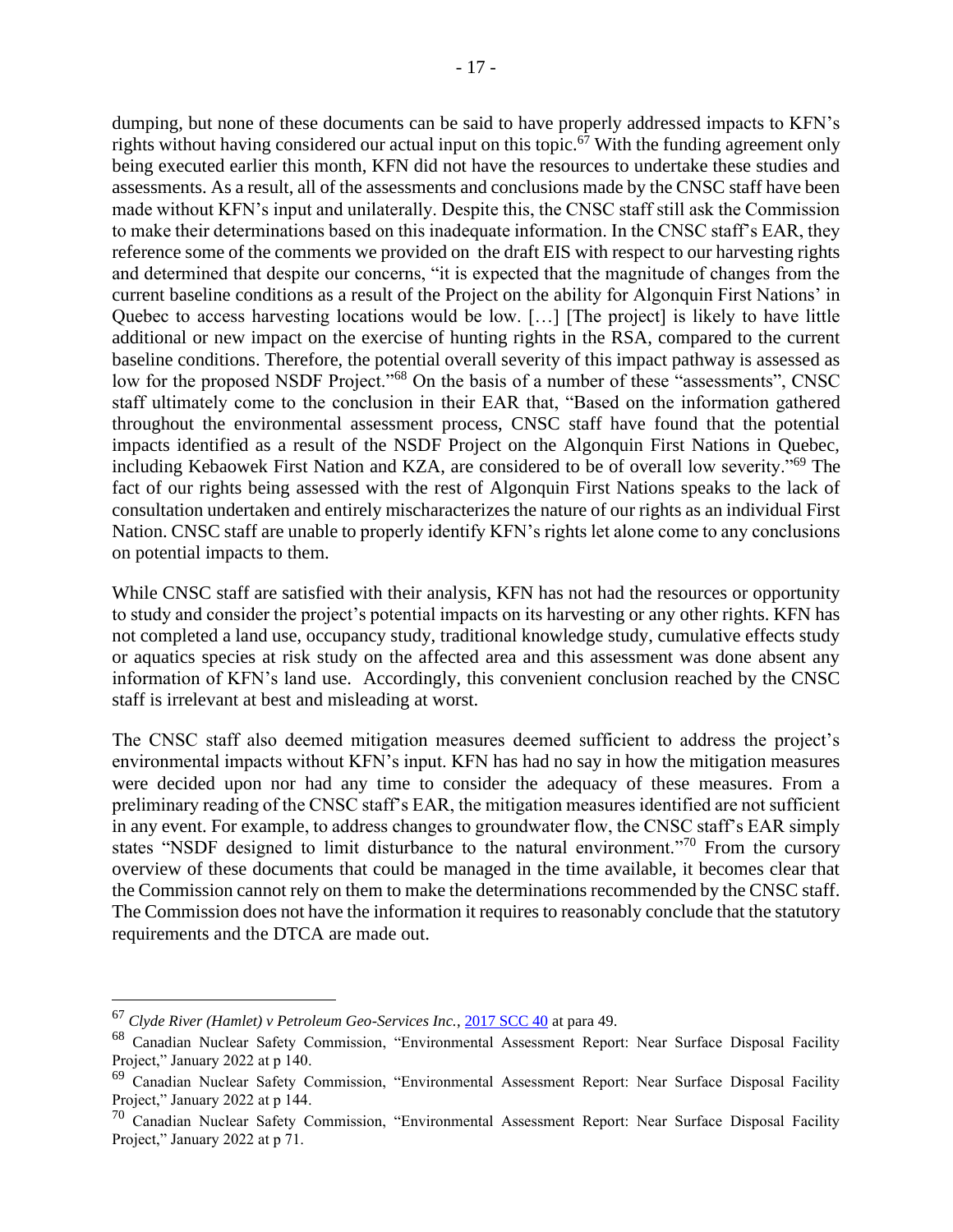dumping, but none of these documents can be said to have properly addressed impacts to KFN's rights without having considered our actual input on this topic.[67] With the funding agreement only being executed earlier this month, KFN did not have the resources to undertake these studies and assessments. As a result, all of the assessments and conclusions made by the CNSC staff have been made without KFN's input and unilaterally. Despite this, the CNSC staff still ask the Commission to make their determinations based on this inadequate information. In the CNSC staff's EAR, they reference some of the comments we provided on the draft EIS with respect to our harvesting rights and determined that despite our concerns, "it is expected that the magnitude of changes from the current baseline conditions as a result of the Project on the ability for Algonquin First Nations' in Quebec to access harvesting locations would be low. […] [The project] is likely to have little additional or new impact on the exercise of hunting rights in the RSA, compared to the current baseline conditions. Therefore, the potential overall severity of this impact pathway is assessed as low for the proposed NSDF Project."[68] On the basis of a number of these "assessments", CNSC staff ultimately come to the conclusion in their EAR that, "Based on the information gathered throughout the environmental assessment process, CNSC staff have found that the potential impacts identified as a result of the NSDF Project on the Algonquin First Nations in Quebec, including Kebaowek First Nation and KZA, are considered to be of overall low severity."[69] The fact of our rights being assessed with the rest of Algonquin First Nations speaks to the lack of consultation undertaken and entirely mischaracterizes the nature of our rights as an individual First Nation. CNSC staff are unable to properly identify KFN's rights let alone come to any conclusions on potential impacts to them.

While CNSC staff are satisfied with their analysis, KFN has not had the resources or opportunity to study and consider the project's potential impacts on its harvesting or any other rights. KFN has not completed a land use, occupancy study, traditional knowledge study, cumulative effects study or aquatics species at risk study on the affected area and this assessment was done absent any information of KFN's land use. Accordingly, this convenient conclusion reached by the CNSC staff is irrelevant at best and misleading at worst.

The CNSC staff also deemed mitigation measures deemed sufficient to address the project's environmental impacts without KFN's input. KFN has had no say in how the mitigation measures were decided upon nor had any time to consider the adequacy of these measures. From a preliminary reading of the CNSC staff's EAR, the mitigation measures identified are not sufficient in any event. For example, to address changes to groundwater flow, the CNSC staff's EAR simply states "NSDF designed to limit disturbance to the natural environment."[70] From the cursory overview of these documents that could be managed in the time available, it becomes clear that the Commission cannot rely on them to make the determinations recommended by the CNSC staff. The Commission does not have the information it requires to reasonably conclude that the statutory requirements and the DTCA are made out.

---

[67] *Clyde River (Hamlet) v Petroleum Geo-Services Inc.*, 2017 SCC 40 at para 49.

[68] Canadian Nuclear Safety Commission, "Environmental Assessment Report: Near Surface Disposal Facility Project," January 2022 at p 140.

[69] Canadian Nuclear Safety Commission, "Environmental Assessment Report: Near Surface Disposal Facility Project," January 2022 at p 144.

[70] Canadian Nuclear Safety Commission, "Environmental Assessment Report: Near Surface Disposal Facility Project," January 2022 at p 71.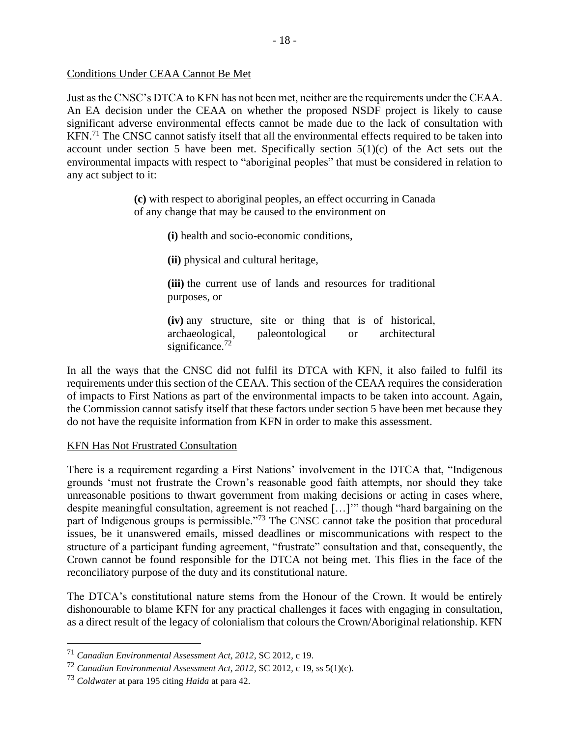Conditions Under CEAA Cannot Be Met

Just as the CNSC's DTCA to KFN has not been met, neither are the requirements under the CEAA. An EA decision under the CEAA on whether the proposed NSDF project is likely to cause significant adverse environmental effects cannot be made due to the lack of consultation with KFN.[71] The CNSC cannot satisfy itself that all the environmental effects required to be taken into account under section 5 have been met. Specifically section 5(1)(c) of the Act sets out the environmental impacts with respect to "aboriginal peoples" that must be considered in relation to any act subject to it:

> **(c)** with respect to aboriginal peoples, an effect occurring in Canada of any change that may be caused to the environment on
>
> > **(i)** health and socio-economic conditions,
> >
> > **(ii)** physical and cultural heritage,
> >
> > **(iii)** the current use of lands and resources for traditional purposes, or
> >
> > **(iv)** any structure, site or thing that is of historical, archaeological, paleontological or architectural significance.[72]

In all the ways that the CNSC did not fulfil its DTCA with KFN, it also failed to fulfil its requirements under this section of the CEAA. This section of the CEAA requires the consideration of impacts to First Nations as part of the environmental impacts to be taken into account. Again, the Commission cannot satisfy itself that these factors under section 5 have been met because they do not have the requisite information from KFN in order to make this assessment.

KFN Has Not Frustrated Consultation

There is a requirement regarding a First Nations' involvement in the DTCA that, "Indigenous grounds 'must not frustrate the Crown's reasonable good faith attempts, nor should they take unreasonable positions to thwart government from making decisions or acting in cases where, despite meaningful consultation, agreement is not reached […]'" though "hard bargaining on the part of Indigenous groups is permissible."[73] The CNSC cannot take the position that procedural issues, be it unanswered emails, missed deadlines or miscommunications with respect to the structure of a participant funding agreement, "frustrate" consultation and that, consequently, the Crown cannot be found responsible for the DTCA not being met. This flies in the face of the reconciliatory purpose of the duty and its constitutional nature.

The DTCA's constitutional nature stems from the Honour of the Crown. It would be entirely dishonourable to blame KFN for any practical challenges it faces with engaging in consultation, as a direct result of the legacy of colonialism that colours the Crown/Aboriginal relationship. KFN

---

[71] *Canadian Environmental Assessment Act, 2012*, SC 2012, c 19.

[72] *Canadian Environmental Assessment Act, 2012*, SC 2012, c 19, ss 5(1)(c).

[73] *Coldwater* at para 195 citing *Haida* at para 42.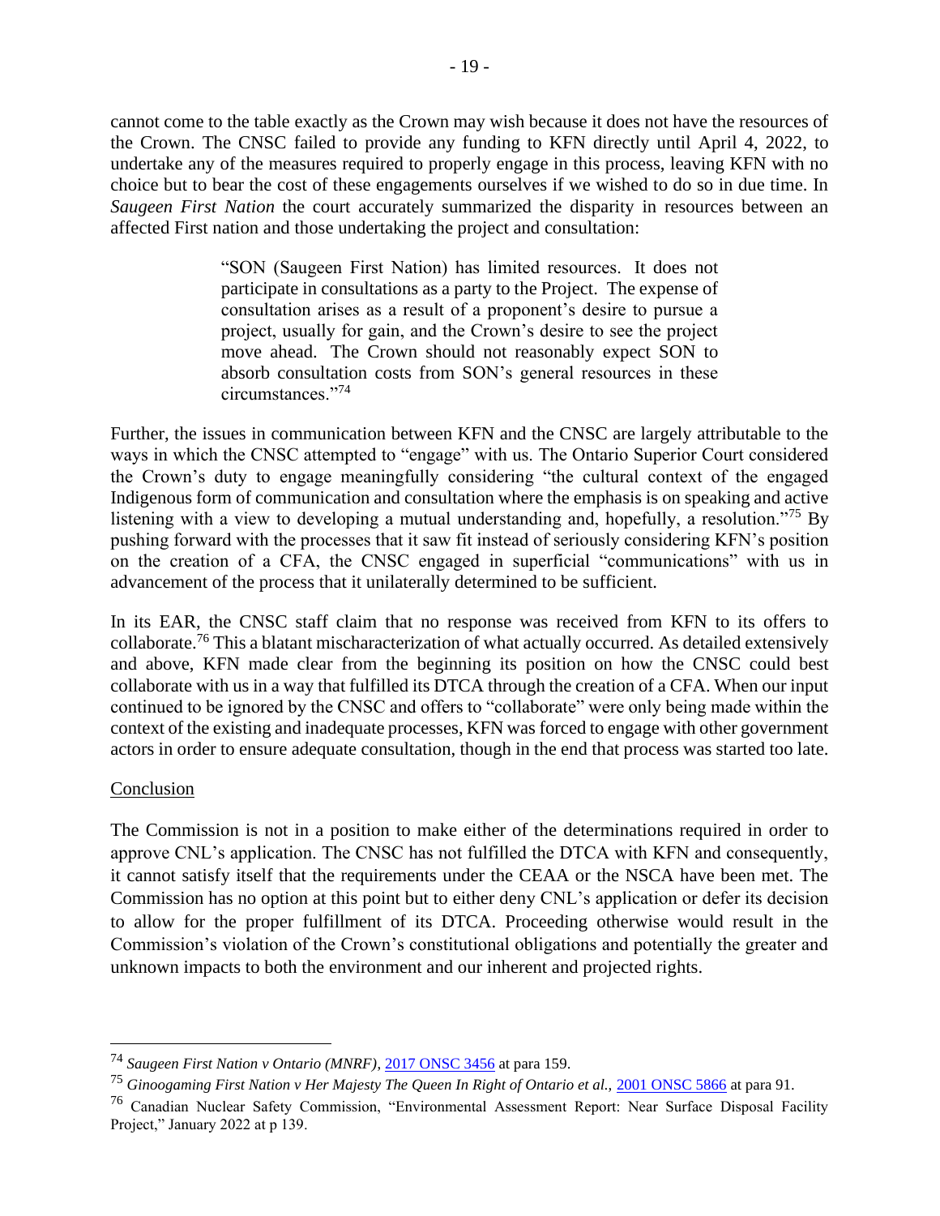cannot come to the table exactly as the Crown may wish because it does not have the resources of the Crown. The CNSC failed to provide any funding to KFN directly until April 4, 2022, to undertake any of the measures required to properly engage in this process, leaving KFN with no choice but to bear the cost of these engagements ourselves if we wished to do so in due time. In *Saugeen First Nation* the court accurately summarized the disparity in resources between an affected First nation and those undertaking the project and consultation:

> "SON (Saugeen First Nation) has limited resources. It does not participate in consultations as a party to the Project. The expense of consultation arises as a result of a proponent's desire to pursue a project, usually for gain, and the Crown's desire to see the project move ahead. The Crown should not reasonably expect SON to absorb consultation costs from SON's general resources in these circumstances."[74]

Further, the issues in communication between KFN and the CNSC are largely attributable to the ways in which the CNSC attempted to "engage" with us. The Ontario Superior Court considered the Crown's duty to engage meaningfully considering "the cultural context of the engaged Indigenous form of communication and consultation where the emphasis is on speaking and active listening with a view to developing a mutual understanding and, hopefully, a resolution."[75] By pushing forward with the processes that it saw fit instead of seriously considering KFN's position on the creation of a CFA, the CNSC engaged in superficial "communications" with us in advancement of the process that it unilaterally determined to be sufficient.

In its EAR, the CNSC staff claim that no response was received from KFN to its offers to collaborate.[76] This a blatant mischaracterization of what actually occurred. As detailed extensively and above, KFN made clear from the beginning its position on how the CNSC could best collaborate with us in a way that fulfilled its DTCA through the creation of a CFA. When our input continued to be ignored by the CNSC and offers to "collaborate" were only being made within the context of the existing and inadequate processes, KFN was forced to engage with other government actors in order to ensure adequate consultation, though in the end that process was started too late.

## Conclusion

The Commission is not in a position to make either of the determinations required in order to approve CNL's application. The CNSC has not fulfilled the DTCA with KFN and consequently, it cannot satisfy itself that the requirements under the CEAA or the NSCA have been met. The Commission has no option at this point but to either deny CNL's application or defer its decision to allow for the proper fulfillment of its DTCA. Proceeding otherwise would result in the Commission's violation of the Crown's constitutional obligations and potentially the greater and unknown impacts to both the environment and our inherent and projected rights.

---

[74] *Saugeen First Nation v Ontario (MNRF)*, 2017 ONSC 3456 at para 159.

[75] *Ginoogaming First Nation v Her Majesty The Queen In Right of Ontario et al.,* 2001 ONSC 5866 at para 91.

[76] Canadian Nuclear Safety Commission, "Environmental Assessment Report: Near Surface Disposal Facility Project," January 2022 at p 139.